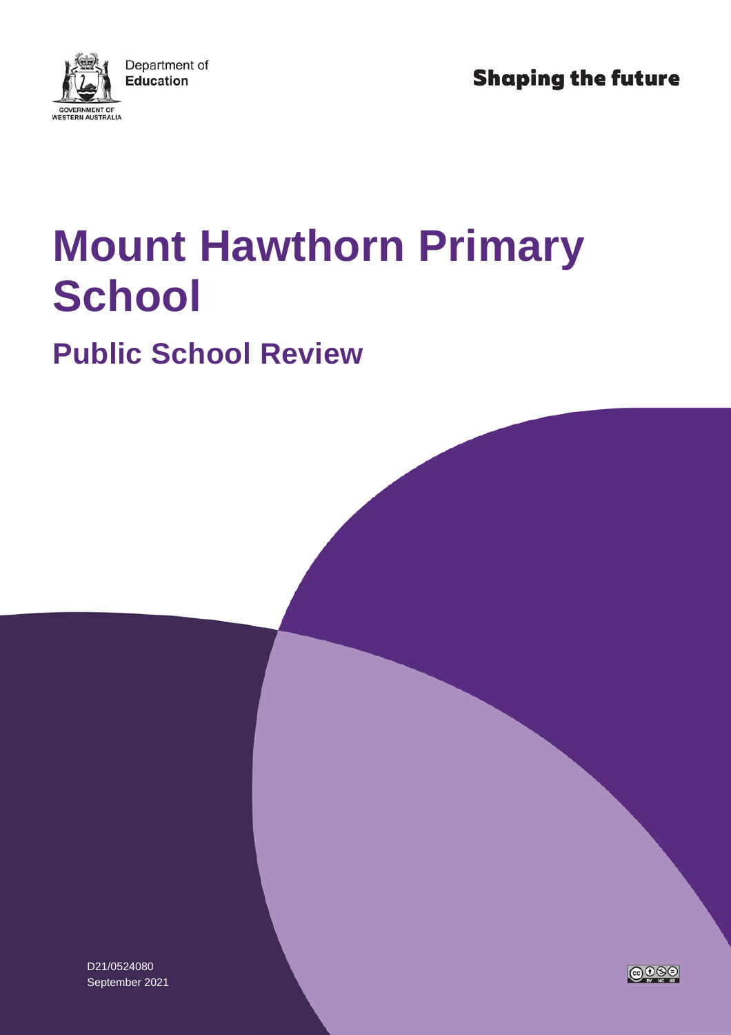Department of Education

GOVERNMENT OF WESTERN AUSTRALIA

Shaping the future

# Mount Hawthorn Primary School

## Public School Review

D21/0524080

September 2021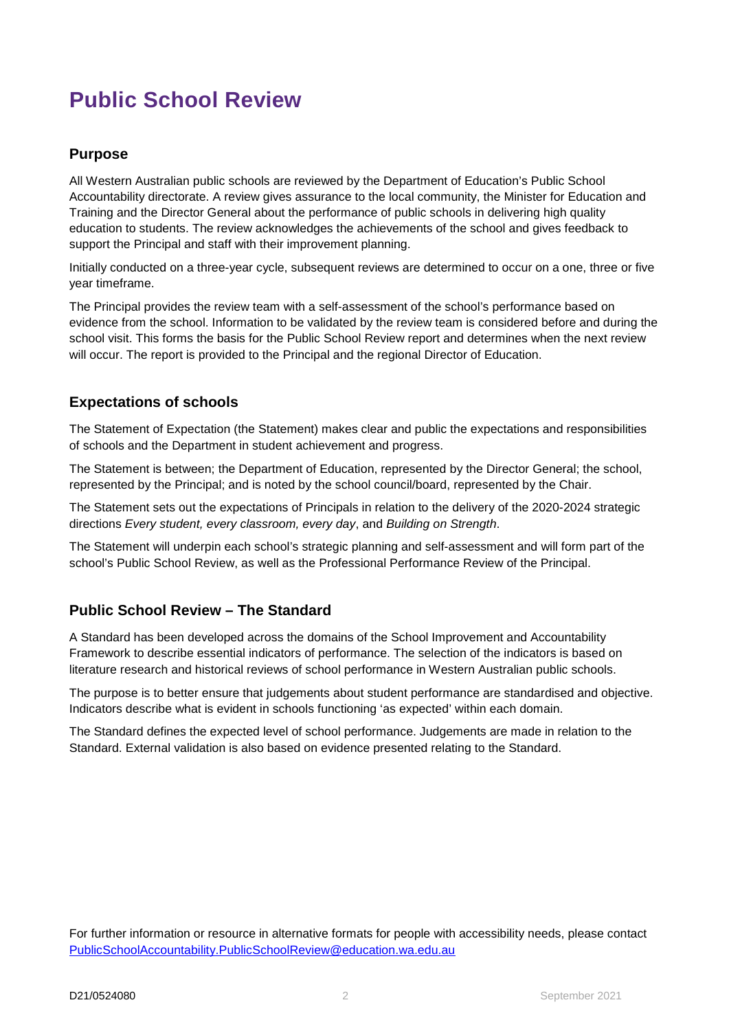# Public School Review

## Purpose

All Western Australian public schools are reviewed by the Department of Education's Public School Accountability directorate. A review gives assurance to the local community, the Minister for Education and Training and the Director General about the performance of public schools in delivering high quality education to students. The review acknowledges the achievements of the school and gives feedback to support the Principal and staff with their improvement planning.

Initially conducted on a three-year cycle, subsequent reviews are determined to occur on a one, three or five year timeframe.

The Principal provides the review team with a self-assessment of the school's performance based on evidence from the school. Information to be validated by the review team is considered before and during the school visit. This forms the basis for the Public School Review report and determines when the next review will occur. The report is provided to the Principal and the regional Director of Education.

## Expectations of schools

The Statement of Expectation (the Statement) makes clear and public the expectations and responsibilities of schools and the Department in student achievement and progress.

The Statement is between; the Department of Education, represented by the Director General; the school, represented by the Principal; and is noted by the school council/board, represented by the Chair.

The Statement sets out the expectations of Principals in relation to the delivery of the 2020-2024 strategic directions *Every student, every classroom, every day*, and *Building on Strength*.

The Statement will underpin each school's strategic planning and self-assessment and will form part of the school's Public School Review, as well as the Professional Performance Review of the Principal.

## Public School Review – The Standard

A Standard has been developed across the domains of the School Improvement and Accountability Framework to describe essential indicators of performance. The selection of the indicators is based on literature research and historical reviews of school performance in Western Australian public schools.

The purpose is to better ensure that judgements about student performance are standardised and objective. Indicators describe what is evident in schools functioning 'as expected' within each domain.

The Standard defines the expected level of school performance. Judgements are made in relation to the Standard. External validation is also based on evidence presented relating to the Standard.

For further information or resource in alternative formats for people with accessibility needs, please contact PublicSchoolAccountability.PublicSchoolReview@education.wa.edu.au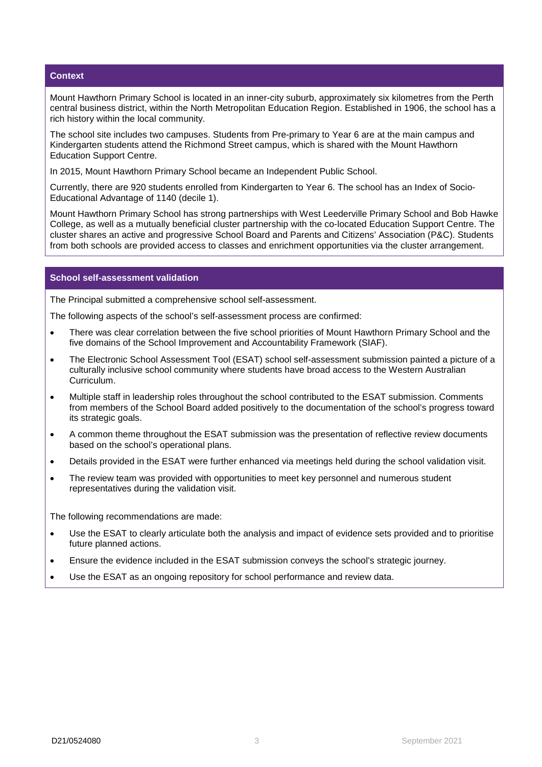## Context

Mount Hawthorn Primary School is located in an inner-city suburb, approximately six kilometres from the Perth central business district, within the North Metropolitan Education Region. Established in 1906, the school has a rich history within the local community.

The school site includes two campuses. Students from Pre-primary to Year 6 are at the main campus and Kindergarten students attend the Richmond Street campus, which is shared with the Mount Hawthorn Education Support Centre.

In 2015, Mount Hawthorn Primary School became an Independent Public School.

Currently, there are 920 students enrolled from Kindergarten to Year 6. The school has an Index of Socio-Educational Advantage of 1140 (decile 1).

Mount Hawthorn Primary School has strong partnerships with West Leederville Primary School and Bob Hawke College, as well as a mutually beneficial cluster partnership with the co-located Education Support Centre. The cluster shares an active and progressive School Board and Parents and Citizens' Association (P&C). Students from both schools are provided access to classes and enrichment opportunities via the cluster arrangement.

## School self-assessment validation

The Principal submitted a comprehensive school self-assessment.

The following aspects of the school's self-assessment process are confirmed:

- There was clear correlation between the five school priorities of Mount Hawthorn Primary School and the five domains of the School Improvement and Accountability Framework (SIAF).
- The Electronic School Assessment Tool (ESAT) school self-assessment submission painted a picture of a culturally inclusive school community where students have broad access to the Western Australian Curriculum.
- Multiple staff in leadership roles throughout the school contributed to the ESAT submission. Comments from members of the School Board added positively to the documentation of the school's progress toward its strategic goals.
- A common theme throughout the ESAT submission was the presentation of reflective review documents based on the school's operational plans.
- Details provided in the ESAT were further enhanced via meetings held during the school validation visit.
- The review team was provided with opportunities to meet key personnel and numerous student representatives during the validation visit.

The following recommendations are made:

- Use the ESAT to clearly articulate both the analysis and impact of evidence sets provided and to prioritise future planned actions.
- Ensure the evidence included in the ESAT submission conveys the school's strategic journey.
- Use the ESAT as an ongoing repository for school performance and review data.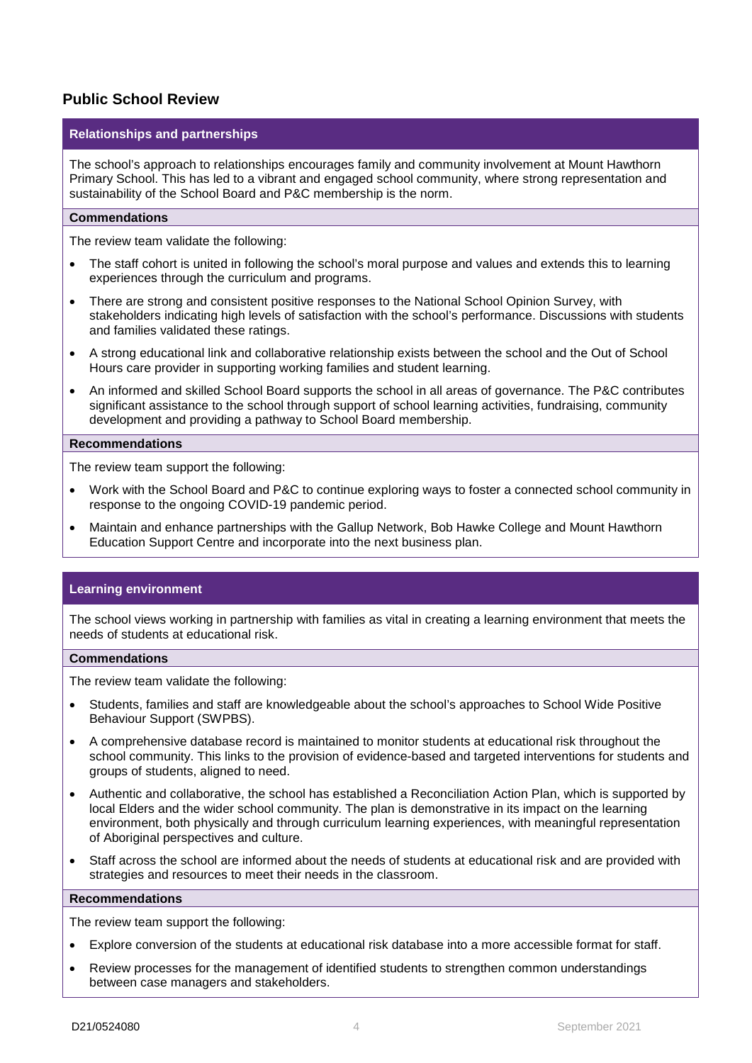## Public School Review

### Relationships and partnerships

The school's approach to relationships encourages family and community involvement at Mount Hawthorn Primary School. This has led to a vibrant and engaged school community, where strong representation and sustainability of the School Board and P&C membership is the norm.

**Commendations**

The review team validate the following:

- The staff cohort is united in following the school's moral purpose and values and extends this to learning experiences through the curriculum and programs.
- There are strong and consistent positive responses to the National School Opinion Survey, with stakeholders indicating high levels of satisfaction with the school's performance. Discussions with students and families validated these ratings.
- A strong educational link and collaborative relationship exists between the school and the Out of School Hours care provider in supporting working families and student learning.
- An informed and skilled School Board supports the school in all areas of governance. The P&C contributes significant assistance to the school through support of school learning activities, fundraising, community development and providing a pathway to School Board membership.

**Recommendations**

The review team support the following:

- Work with the School Board and P&C to continue exploring ways to foster a connected school community in response to the ongoing COVID-19 pandemic period.
- Maintain and enhance partnerships with the Gallup Network, Bob Hawke College and Mount Hawthorn Education Support Centre and incorporate into the next business plan.

### Learning environment

The school views working in partnership with families as vital in creating a learning environment that meets the needs of students at educational risk.

**Commendations**

The review team validate the following:

- Students, families and staff are knowledgeable about the school's approaches to School Wide Positive Behaviour Support (SWPBS).
- A comprehensive database record is maintained to monitor students at educational risk throughout the school community. This links to the provision of evidence-based and targeted interventions for students and groups of students, aligned to need.
- Authentic and collaborative, the school has established a Reconciliation Action Plan, which is supported by local Elders and the wider school community. The plan is demonstrative in its impact on the learning environment, both physically and through curriculum learning experiences, with meaningful representation of Aboriginal perspectives and culture.
- Staff across the school are informed about the needs of students at educational risk and are provided with strategies and resources to meet their needs in the classroom.

**Recommendations**

The review team support the following:

- Explore conversion of the students at educational risk database into a more accessible format for staff.
- Review processes for the management of identified students to strengthen common understandings between case managers and stakeholders.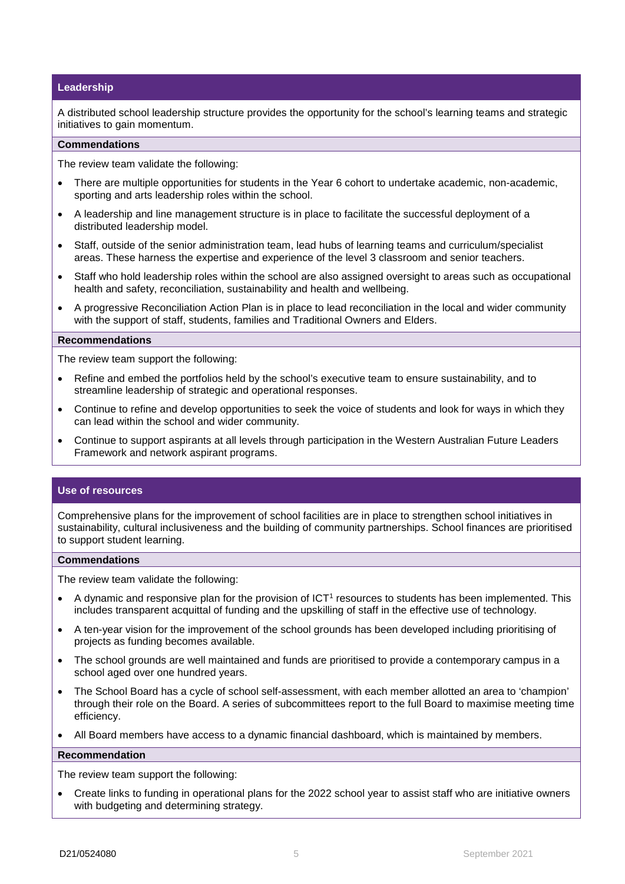## Leadership

A distributed school leadership structure provides the opportunity for the school's learning teams and strategic initiatives to gain momentum.

### Commendations

The review team validate the following:

- There are multiple opportunities for students in the Year 6 cohort to undertake academic, non-academic, sporting and arts leadership roles within the school.
- A leadership and line management structure is in place to facilitate the successful deployment of a distributed leadership model.
- Staff, outside of the senior administration team, lead hubs of learning teams and curriculum/specialist areas. These harness the expertise and experience of the level 3 classroom and senior teachers.
- Staff who hold leadership roles within the school are also assigned oversight to areas such as occupational health and safety, reconciliation, sustainability and health and wellbeing.
- A progressive Reconciliation Action Plan is in place to lead reconciliation in the local and wider community with the support of staff, students, families and Traditional Owners and Elders.

### Recommendations

The review team support the following:

- Refine and embed the portfolios held by the school's executive team to ensure sustainability, and to streamline leadership of strategic and operational responses.
- Continue to refine and develop opportunities to seek the voice of students and look for ways in which they can lead within the school and wider community.
- Continue to support aspirants at all levels through participation in the Western Australian Future Leaders Framework and network aspirant programs.

## Use of resources

Comprehensive plans for the improvement of school facilities are in place to strengthen school initiatives in sustainability, cultural inclusiveness and the building of community partnerships. School finances are prioritised to support student learning.

### Commendations

The review team validate the following:

- A dynamic and responsive plan for the provision of ICT[1] resources to students has been implemented. This includes transparent acquittal of funding and the upskilling of staff in the effective use of technology.
- A ten-year vision for the improvement of the school grounds has been developed including prioritising of projects as funding becomes available.
- The school grounds are well maintained and funds are prioritised to provide a contemporary campus in a school aged over one hundred years.
- The School Board has a cycle of school self-assessment, with each member allotted an area to 'champion' through their role on the Board. A series of subcommittees report to the full Board to maximise meeting time efficiency.
- All Board members have access to a dynamic financial dashboard, which is maintained by members.

### Recommendation

The review team support the following:

- Create links to funding in operational plans for the 2022 school year to assist staff who are initiative owners with budgeting and determining strategy.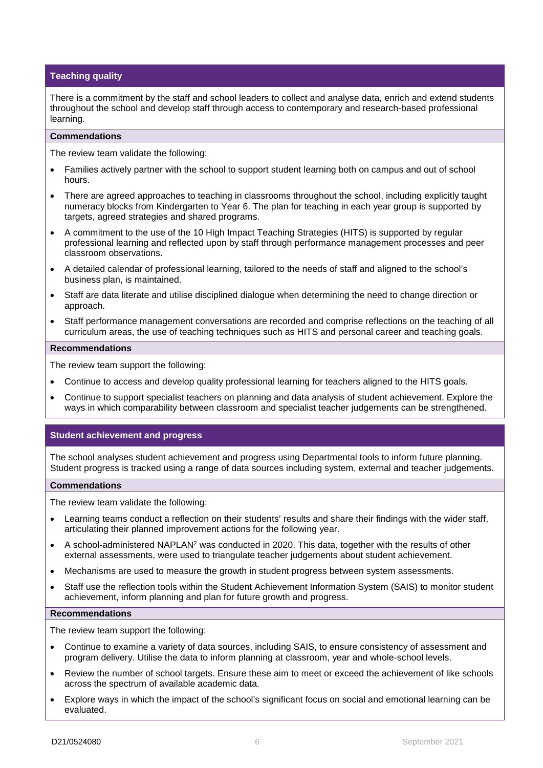## Teaching quality

There is a commitment by the staff and school leaders to collect and analyse data, enrich and extend students throughout the school and develop staff through access to contemporary and research-based professional learning.

### Commendations

The review team validate the following:

- Families actively partner with the school to support student learning both on campus and out of school hours.
- There are agreed approaches to teaching in classrooms throughout the school, including explicitly taught numeracy blocks from Kindergarten to Year 6. The plan for teaching in each year group is supported by targets, agreed strategies and shared programs.
- A commitment to the use of the 10 High Impact Teaching Strategies (HITS) is supported by regular professional learning and reflected upon by staff through performance management processes and peer classroom observations.
- A detailed calendar of professional learning, tailored to the needs of staff and aligned to the school's business plan, is maintained.
- Staff are data literate and utilise disciplined dialogue when determining the need to change direction or approach.
- Staff performance management conversations are recorded and comprise reflections on the teaching of all curriculum areas, the use of teaching techniques such as HITS and personal career and teaching goals.

### Recommendations

The review team support the following:

- Continue to access and develop quality professional learning for teachers aligned to the HITS goals.
- Continue to support specialist teachers on planning and data analysis of student achievement. Explore the ways in which comparability between classroom and specialist teacher judgements can be strengthened.

## Student achievement and progress

The school analyses student achievement and progress using Departmental tools to inform future planning. Student progress is tracked using a range of data sources including system, external and teacher judgements.

### Commendations

The review team validate the following:

- Learning teams conduct a reflection on their students' results and share their findings with the wider staff, articulating their planned improvement actions for the following year.
- A school-administered NAPLAN[2] was conducted in 2020. This data, together with the results of other external assessments, were used to triangulate teacher judgements about student achievement.
- Mechanisms are used to measure the growth in student progress between system assessments.
- Staff use the reflection tools within the Student Achievement Information System (SAIS) to monitor student achievement, inform planning and plan for future growth and progress.

### Recommendations

The review team support the following:

- Continue to examine a variety of data sources, including SAIS, to ensure consistency of assessment and program delivery. Utilise the data to inform planning at classroom, year and whole-school levels.
- Review the number of school targets. Ensure these aim to meet or exceed the achievement of like schools across the spectrum of available academic data.
- Explore ways in which the impact of the school's significant focus on social and emotional learning can be evaluated.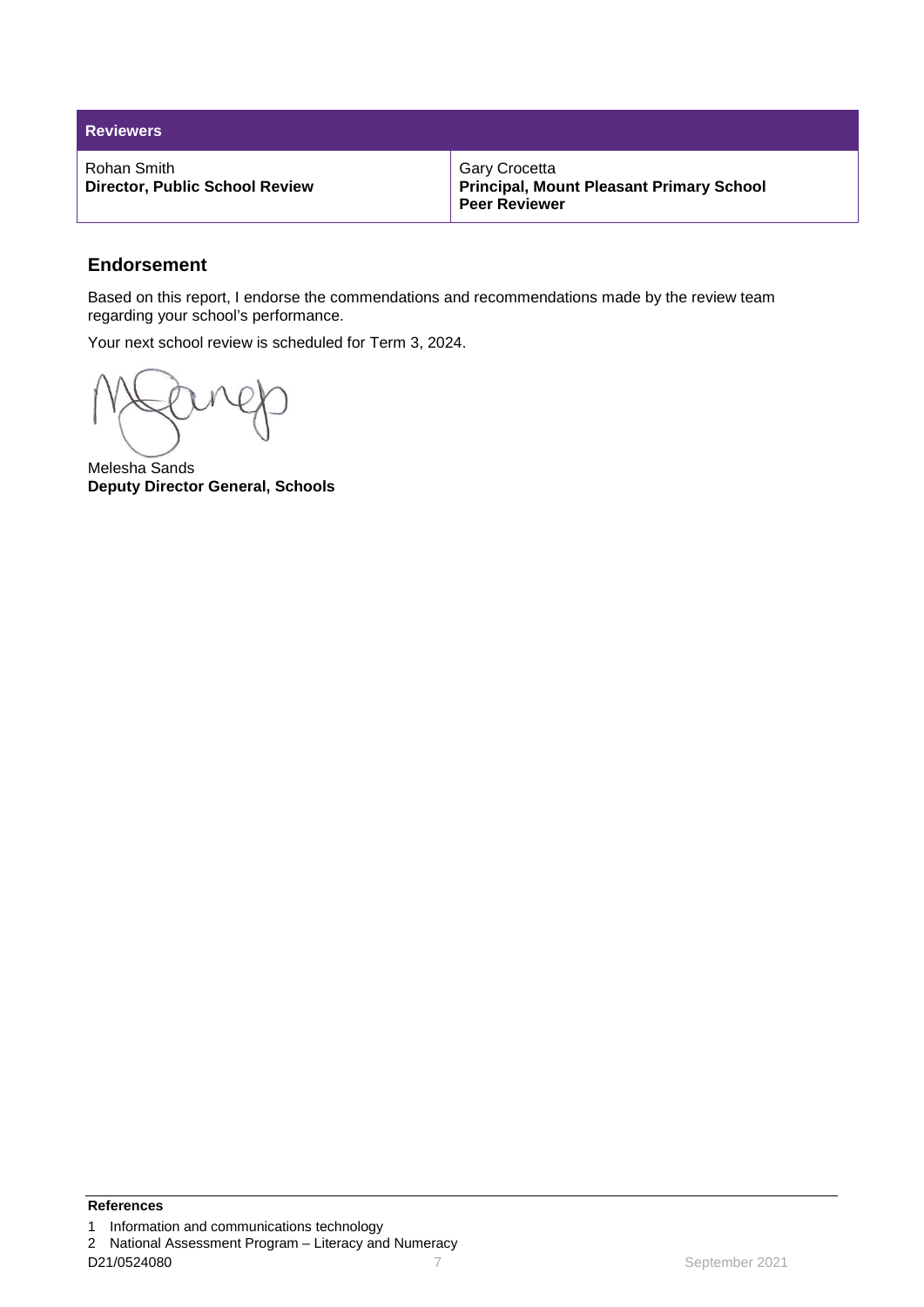| Reviewers | |
| --- | --- |
| Rohan Smith<br>**Director, Public School Review** | Gary Crocetta<br>**Principal, Mount Pleasant Primary School**<br>**Peer Reviewer** |

## Endorsement

Based on this report, I endorse the commendations and recommendations made by the review team regarding your school's performance.

Your next school review is scheduled for Term 3, 2024.

Melesha Sands
**Deputy Director General, Schools**

**References**

1 Information and communications technology
2 National Assessment Program – Literacy and Numeracy